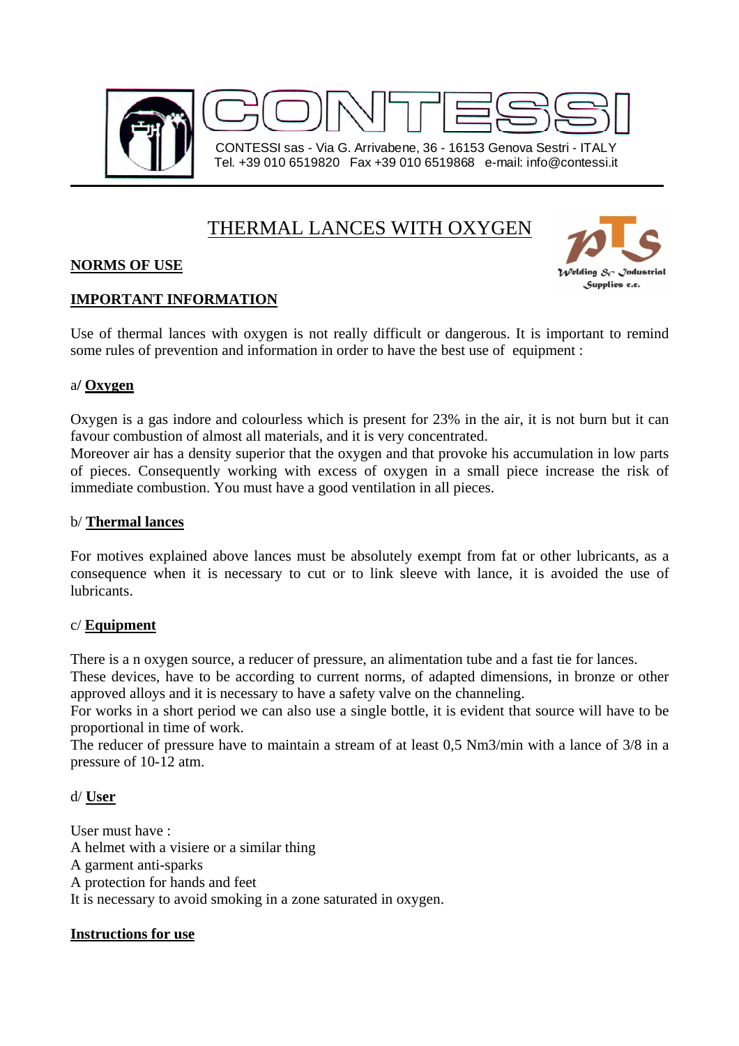CONTESSI

CONTESSI sas - Via G. Arrivabene, 36 - 16153 Genova Sestri - ITALY
Tel. +39 010 6519820 Fax +39 010 6519868 e-mail: info@contessi.it

# THERMAL LANCES WITH OXYGEN

PTS Welding & Industrial Supplies c.c.

## NORMS OF USE

## IMPORTANT INFORMATION

Use of thermal lances with oxygen is not really difficult or dangerous. It is important to remind some rules of prevention and information in order to have the best use of equipment :

### a/ Oxygen

Oxygen is a gas indore and colourless which is present for 23% in the air, it is not burn but it can favour combustion of almost all materials, and it is very concentrated.
Moreover air has a density superior that the oxygen and that provoke his accumulation in low parts of pieces. Consequently working with excess of oxygen in a small piece increase the risk of immediate combustion. You must have a good ventilation in all pieces.

### b/ Thermal lances

For motives explained above lances must be absolutely exempt from fat or other lubricants, as a consequence when it is necessary to cut or to link sleeve with lance, it is avoided the use of lubricants.

### c/ Equipment

There is a n oxygen source, a reducer of pressure, an alimentation tube and a fast tie for lances.
These devices, have to be according to current norms, of adapted dimensions, in bronze or other approved alloys and it is necessary to have a safety valve on the channeling.
For works in a short period we can also use a single bottle, it is evident that source will have to be proportional in time of work.
The reducer of pressure have to maintain a stream of at least 0,5 Nm3/min with a lance of 3/8 in a pressure of 10-12 atm.

### d/ User

User must have :
A helmet with a visiere or a similar thing
A garment anti-sparks
A protection for hands and feet
It is necessary to avoid smoking in a zone saturated in oxygen.

## Instructions for use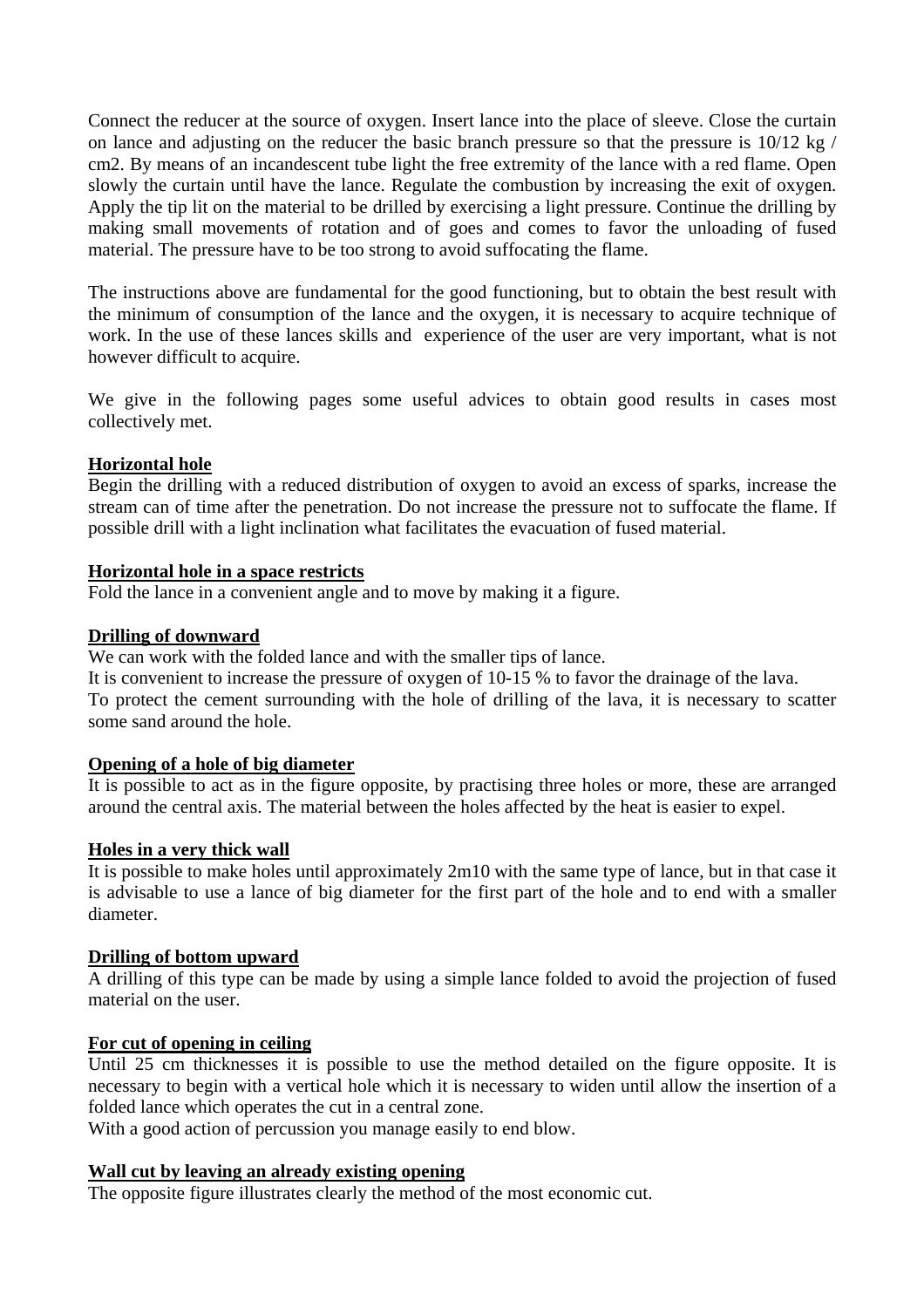Connect the reducer at the source of oxygen. Insert lance into the place of sleeve. Close the curtain on lance and adjusting on the reducer the basic branch pressure so that the pressure is 10/12 kg / cm2. By means of an incandescent tube light the free extremity of the lance with a red flame. Open slowly the curtain until have the lance. Regulate the combustion by increasing the exit of oxygen. Apply the tip lit on the material to be drilled by exercising a light pressure. Continue the drilling by making small movements of rotation and of goes and comes to favor the unloading of fused material. The pressure have to be too strong to avoid suffocating the flame.

The instructions above are fundamental for the good functioning, but to obtain the best result with the minimum of consumption of the lance and the oxygen, it is necessary to acquire technique of work. In the use of these lances skills and experience of the user are very important, what is not however difficult to acquire.

We give in the following pages some useful advices to obtain good results in cases most collectively met.

**Horizontal hole**

Begin the drilling with a reduced distribution of oxygen to avoid an excess of sparks, increase the stream can of time after the penetration. Do not increase the pressure not to suffocate the flame. If possible drill with a light inclination what facilitates the evacuation of fused material.

**Horizontal hole in a space restricts**

Fold the lance in a convenient angle and to move by making it a figure.

**Drilling of downward**

We can work with the folded lance and with the smaller tips of lance.

It is convenient to increase the pressure of oxygen of 10-15 % to favor the drainage of the lava.

To protect the cement surrounding with the hole of drilling of the lava, it is necessary to scatter some sand around the hole.

**Opening of a hole of big diameter**

It is possible to act as in the figure opposite, by practising three holes or more, these are arranged around the central axis. The material between the holes affected by the heat is easier to expel.

**Holes in a very thick wall**

It is possible to make holes until approximately 2m10 with the same type of lance, but in that case it is advisable to use a lance of big diameter for the first part of the hole and to end with a smaller diameter.

**Drilling of bottom upward**

A drilling of this type can be made by using a simple lance folded to avoid the projection of fused material on the user.

**For cut of opening in ceiling**

Until 25 cm thicknesses it is possible to use the method detailed on the figure opposite. It is necessary to begin with a vertical hole which it is necessary to widen until allow the insertion of a folded lance which operates the cut in a central zone.

With a good action of percussion you manage easily to end blow.

**Wall cut by leaving an already existing opening**

The opposite figure illustrates clearly the method of the most economic cut.